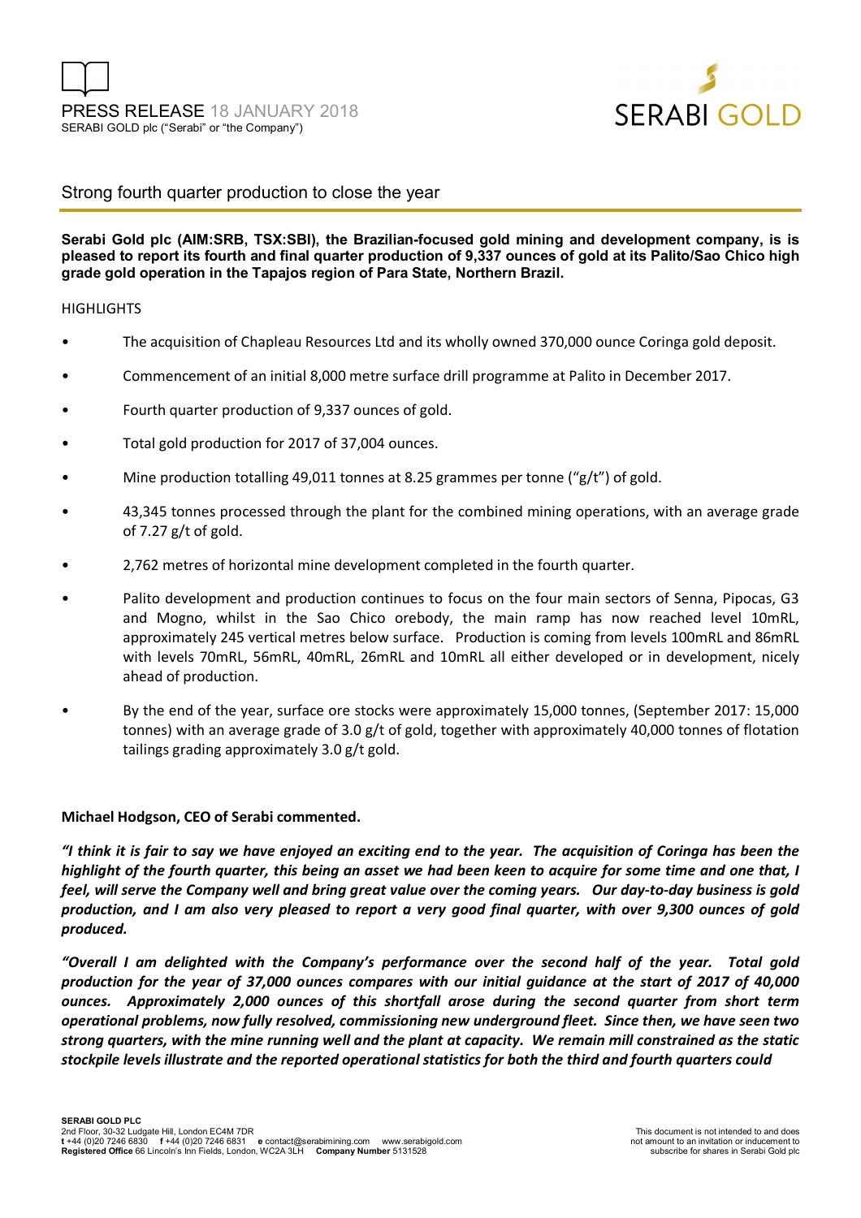PRESS RELEASE 18 JANUARY 2018
SERABI GOLD plc ("Serabi" or "the Company")

# Strong fourth quarter production to close the year

**Serabi Gold plc (AIM:SRB, TSX:SBI), the Brazilian-focused gold mining and development company, is pleased to report its fourth and final quarter production of 9,337 ounces of gold at its Palito/Sao Chico high grade gold operation in the Tapajos region of Para State, Northern Brazil.**

HIGHLIGHTS

- The acquisition of Chapleau Resources Ltd and its wholly owned 370,000 ounce Coringa gold deposit.
- Commencement of an initial 8,000 metre surface drill programme at Palito in December 2017.
- Fourth quarter production of 9,337 ounces of gold.
- Total gold production for 2017 of 37,004 ounces.
- Mine production totalling 49,011 tonnes at 8.25 grammes per tonne ("g/t") of gold.
- 43,345 tonnes processed through the plant for the combined mining operations, with an average grade of 7.27 g/t of gold.
- 2,762 metres of horizontal mine development completed in the fourth quarter.
- Palito development and production continues to focus on the four main sectors of Senna, Pipocas, G3 and Mogno, whilst in the Sao Chico orebody, the main ramp has now reached level 10mRL, approximately 245 vertical metres below surface. Production is coming from levels 100mRL and 86mRL with levels 70mRL, 56mRL, 40mRL, 26mRL and 10mRL all either developed or in development, nicely ahead of production.
- By the end of the year, surface ore stocks were approximately 15,000 tonnes, (September 2017: 15,000 tonnes) with an average grade of 3.0 g/t of gold, together with approximately 40,000 tonnes of flotation tailings grading approximately 3.0 g/t gold.

**Michael Hodgson, CEO of Serabi commented.**

***"I think it is fair to say we have enjoyed an exciting end to the year. The acquisition of Coringa has been the highlight of the fourth quarter, this being an asset we had been keen to acquire for some time and one that, I feel, will serve the Company well and bring great value over the coming years. Our day-to-day business is gold production, and I am also very pleased to report a very good final quarter, with over 9,300 ounces of gold produced.***

***"Overall I am delighted with the Company's performance over the second half of the year. Total gold production for the year of 37,000 ounces compares with our initial guidance at the start of 2017 of 40,000 ounces. Approximately 2,000 ounces of this shortfall arose during the second quarter from short term operational problems, now fully resolved, commissioning new underground fleet. Since then, we have seen two strong quarters, with the mine running well and the plant at capacity. We remain mill constrained as the static stockpile levels illustrate and the reported operational statistics for both the third and fourth quarters could***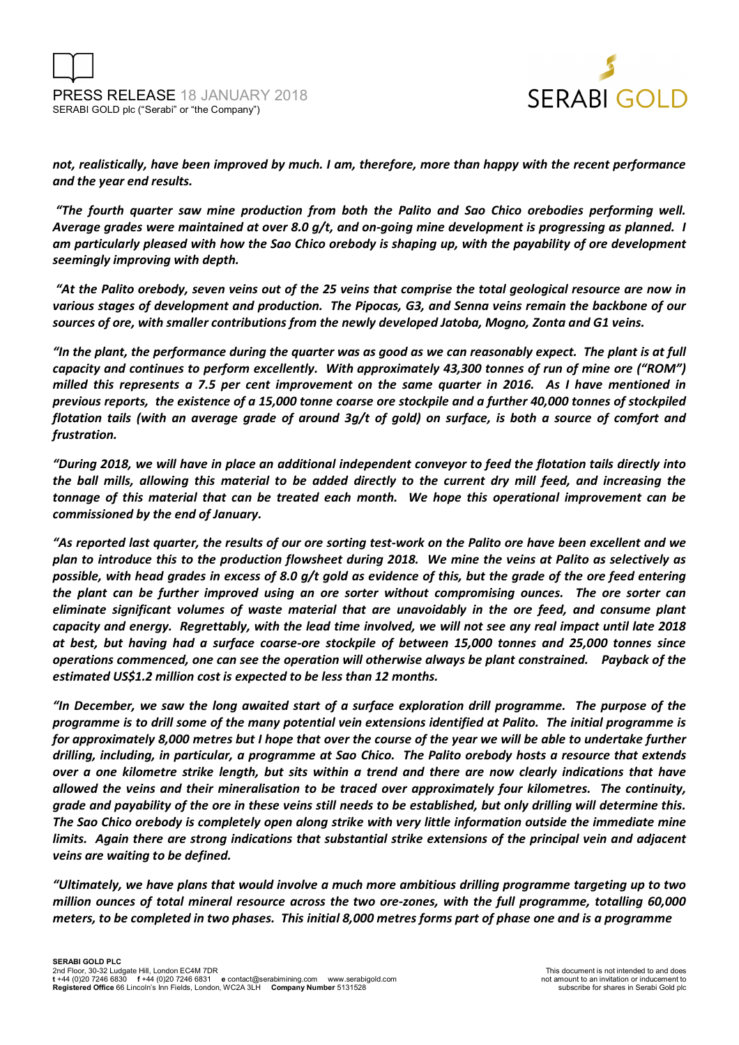*not, realistically, have been improved by much. I am, therefore, more than happy with the recent performance and the year end results.*

*"The fourth quarter saw mine production from both the Palito and Sao Chico orebodies performing well. Average grades were maintained at over 8.0 g/t, and on-going mine development is progressing as planned. I am particularly pleased with how the Sao Chico orebody is shaping up, with the payability of ore development seemingly improving with depth.*

*"At the Palito orebody, seven veins out of the 25 veins that comprise the total geological resource are now in various stages of development and production. The Pipocas, G3, and Senna veins remain the backbone of our sources of ore, with smaller contributions from the newly developed Jatoba, Mogno, Zonta and G1 veins.*

*"In the plant, the performance during the quarter was as good as we can reasonably expect. The plant is at full capacity and continues to perform excellently. With approximately 43,300 tonnes of run of mine ore ("ROM") milled this represents a 7.5 per cent improvement on the same quarter in 2016. As I have mentioned in previous reports, the existence of a 15,000 tonne coarse ore stockpile and a further 40,000 tonnes of stockpiled flotation tails (with an average grade of around 3g/t of gold) on surface, is both a source of comfort and frustration.*

*"During 2018, we will have in place an additional independent conveyor to feed the flotation tails directly into the ball mills, allowing this material to be added directly to the current dry mill feed, and increasing the tonnage of this material that can be treated each month. We hope this operational improvement can be commissioned by the end of January.*

*"As reported last quarter, the results of our ore sorting test-work on the Palito ore have been excellent and we plan to introduce this to the production flowsheet during 2018. We mine the veins at Palito as selectively as possible, with head grades in excess of 8.0 g/t gold as evidence of this, but the grade of the ore feed entering the plant can be further improved using an ore sorter without compromising ounces. The ore sorter can eliminate significant volumes of waste material that are unavoidably in the ore feed, and consume plant capacity and energy. Regrettably, with the lead time involved, we will not see any real impact until late 2018 at best, but having had a surface coarse-ore stockpile of between 15,000 tonnes and 25,000 tonnes since operations commenced, one can see the operation will otherwise always be plant constrained. Payback of the estimated US$1.2 million cost is expected to be less than 12 months.*

*"In December, we saw the long awaited start of a surface exploration drill programme. The purpose of the programme is to drill some of the many potential vein extensions identified at Palito. The initial programme is for approximately 8,000 metres but I hope that over the course of the year we will be able to undertake further drilling, including, in particular, a programme at Sao Chico. The Palito orebody hosts a resource that extends over a one kilometre strike length, but sits within a trend and there are now clearly indications that have allowed the veins and their mineralisation to be traced over approximately four kilometres. The continuity, grade and payability of the ore in these veins still needs to be established, but only drilling will determine this. The Sao Chico orebody is completely open along strike with very little information outside the immediate mine limits. Again there are strong indications that substantial strike extensions of the principal vein and adjacent veins are waiting to be defined.*

*"Ultimately, we have plans that would involve a much more ambitious drilling programme targeting up to two million ounces of total mineral resource across the two ore-zones, with the full programme, totalling 60,000 meters, to be completed in two phases. This initial 8,000 metres forms part of phase one and is a programme*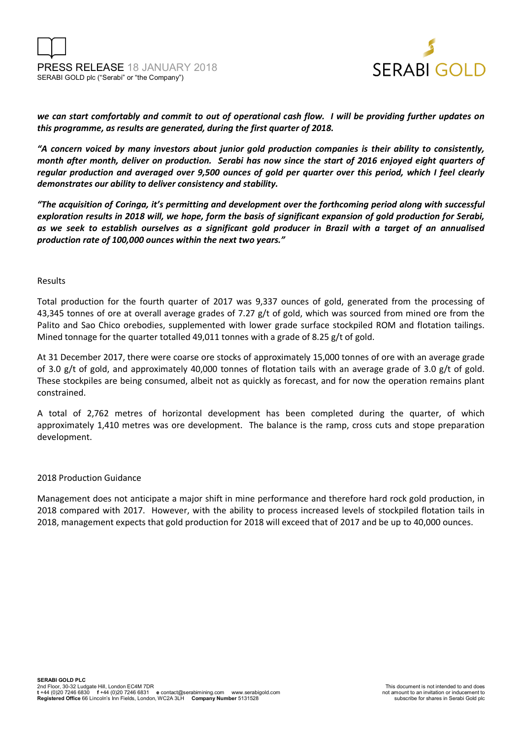***we can start comfortably and commit to out of operational cash flow. I will be providing further updates on this programme, as results are generated, during the first quarter of 2018.***

***"A concern voiced by many investors about junior gold production companies is their ability to consistently, month after month, deliver on production. Serabi has now since the start of 2016 enjoyed eight quarters of regular production and averaged over 9,500 ounces of gold per quarter over this period, which I feel clearly demonstrates our ability to deliver consistency and stability.***

***"The acquisition of Coringa, it's permitting and development over the forthcoming period along with successful exploration results in 2018 will, we hope, form the basis of significant expansion of gold production for Serabi, as we seek to establish ourselves as a significant gold producer in Brazil with a target of an annualised production rate of 100,000 ounces within the next two years."***

Results

Total production for the fourth quarter of 2017 was 9,337 ounces of gold, generated from the processing of 43,345 tonnes of ore at overall average grades of 7.27 g/t of gold, which was sourced from mined ore from the Palito and Sao Chico orebodies, supplemented with lower grade surface stockpiled ROM and flotation tailings. Mined tonnage for the quarter totalled 49,011 tonnes with a grade of 8.25 g/t of gold.

At 31 December 2017, there were coarse ore stocks of approximately 15,000 tonnes of ore with an average grade of 3.0 g/t of gold, and approximately 40,000 tonnes of flotation tails with an average grade of 3.0 g/t of gold. These stockpiles are being consumed, albeit not as quickly as forecast, and for now the operation remains plant constrained.

A total of 2,762 metres of horizontal development has been completed during the quarter, of which approximately 1,410 metres was ore development. The balance is the ramp, cross cuts and stope preparation development.

2018 Production Guidance

Management does not anticipate a major shift in mine performance and therefore hard rock gold production, in 2018 compared with 2017. However, with the ability to process increased levels of stockpiled flotation tails in 2018, management expects that gold production for 2018 will exceed that of 2017 and be up to 40,000 ounces.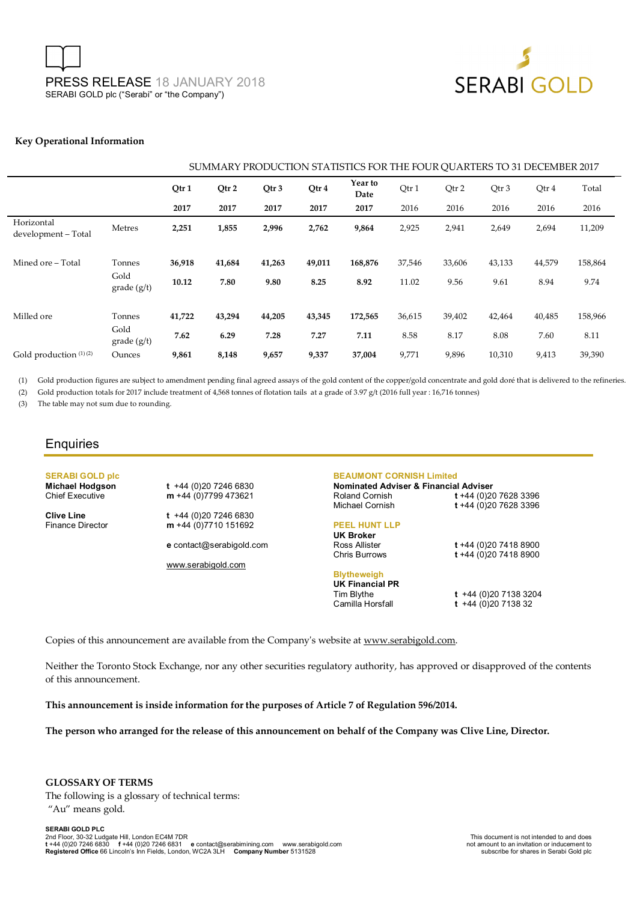PRESS RELEASE 18 JANUARY 2018
SERABI GOLD plc ("Serabi" or "the Company")

**Key Operational Information**

| | | SUMMARY PRODUCTION STATISTICS FOR THE FOUR QUARTERS TO 31 DECEMBER 2017 | | | | | | | | | |
|---|---|---|---|---|---|---|---|---|---|---|---|
| | | **Qtr 1 2017** | **Qtr 2 2017** | **Qtr 3 2017** | **Qtr 4 2017** | **Year to Date 2017** | Qtr 1 2016 | Qtr 2 2016 | Qtr 3 2016 | Qtr 4 2016 | Total 2016 |
| Horizontal development – Total | Metres | **2,251** | **1,855** | **2,996** | **2,762** | **9,864** | 2,925 | 2,941 | 2,649 | 2,694 | 11,209 |
| Mined ore – Total | Tonnes | **36,918** | **41,684** | **41,263** | **49,011** | **168,876** | 37,546 | 33,606 | 43,133 | 44,579 | 158,864 |
| | Gold grade (g/t) | **10.12** | **7.80** | **9.80** | **8.25** | **8.92** | 11.02 | 9.56 | 9.61 | 8.94 | 9.74 |
| Milled ore | Tonnes | **41,722** | **43,294** | **44,205** | **43,345** | **172,565** | 36,615 | 39,402 | 42,464 | 40,485 | 158,966 |
| | Gold grade (g/t) | **7.62** | **6.29** | **7.28** | **7.27** | **7.11** | 8.58 | 8.17 | 8.08 | 7.60 | 8.11 |
| Gold production (1) (2) | Ounces | **9,861** | **8,148** | **9,657** | **9,337** | **37,004** | 9,771 | 9,896 | 10,310 | 9,413 | 39,390 |

(1) Gold production figures are subject to amendment pending final agreed assays of the gold content of the copper/gold concentrate and gold doré that is delivered to the refineries.

(2) Gold production totals for 2017 include treatment of 4,568 tonnes of flotation tails at a grade of 3.97 g/t (2016 full year : 16,716 tonnes)

(3) The table may not sum due to rounding.

## Enquiries

**SERABI GOLD plc**

**Michael Hodgson** — Chief Executive
t +44 (0)20 7246 6830
m +44 (0)7799 473621

**Clive Line** — Finance Director
t +44 (0)20 7246 6830
m +44 (0)7710 151692

e contact@serabigold.com

www.serabigold.com

**BEAUMONT CORNISH Limited**
**Nominated Adviser & Financial Adviser**
Roland Cornish t +44 (0)20 7628 3396
Michael Cornish t +44 (0)20 7628 3396

**PEEL HUNT LLP**
**UK Broker**
Ross Allister t +44 (0)20 7418 8900
Chris Burrows t +44 (0)20 7418 8900

**Blytheweigh**
**UK Financial PR**
Tim Blythe t +44 (0)20 7138 3204
Camilla Horsfall t +44 (0)20 7138 32

Copies of this announcement are available from the Company's website at www.serabigold.com.

Neither the Toronto Stock Exchange, nor any other securities regulatory authority, has approved or disapproved of the contents of this announcement.

**This announcement is inside information for the purposes of Article 7 of Regulation 596/2014.**

**The person who arranged for the release of this announcement on behalf of the Company was Clive Line, Director.**

**GLOSSARY OF TERMS**

The following is a glossary of technical terms:

"Au" means gold.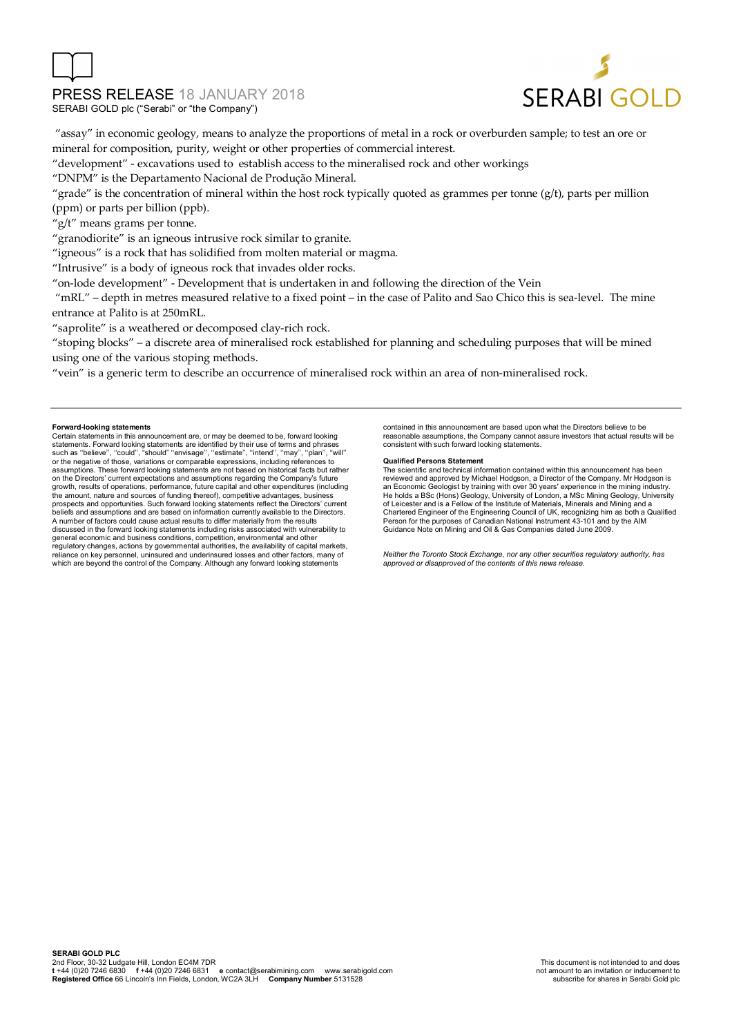"assay" in economic geology, means to analyze the proportions of metal in a rock or overburden sample; to test an ore or mineral for composition, purity, weight or other properties of commercial interest.

"development" - excavations used to establish access to the mineralised rock and other workings

"DNPM" is the Departamento Nacional de Produção Mineral.

"grade" is the concentration of mineral within the host rock typically quoted as grammes per tonne (g/t), parts per million (ppm) or parts per billion (ppb).

"g/t" means grams per tonne.

"granodiorite" is an igneous intrusive rock similar to granite.

"igneous" is a rock that has solidified from molten material or magma.

"Intrusive" is a body of igneous rock that invades older rocks.

"on-lode development" - Development that is undertaken in and following the direction of the Vein

"mRL" – depth in metres measured relative to a fixed point – in the case of Palito and Sao Chico this is sea-level. The mine entrance at Palito is at 250mRL.

"saprolite" is a weathered or decomposed clay-rich rock.

"stoping blocks" – a discrete area of mineralised rock established for planning and scheduling purposes that will be mined using one of the various stoping methods.

"vein" is a generic term to describe an occurrence of mineralised rock within an area of non-mineralised rock.

---

**Forward-looking statements**

Certain statements in this announcement are, or may be deemed to be, forward looking statements. Forward looking statements are identified by their use of terms and phrases such as "believe", "could", "should" "envisage", "estimate", "intend", "may", "plan", "will" or the negative of those, variations or comparable expressions, including references to assumptions. These forward looking statements are not based on historical facts but rather on the Directors' current expectations and assumptions regarding the Company's future growth, results of operations, performance, future capital and other expenditures (including the amount, nature and sources of funding thereof), competitive advantages, business prospects and opportunities. Such forward looking statements reflect the Directors' current beliefs and assumptions and are based on information currently available to the Directors. A number of factors could cause actual results to differ materially from the results discussed in the forward looking statements including risks associated with vulnerability to general economic and business conditions, competition, environmental and other regulatory changes, actions by governmental authorities, the availability of capital markets, reliance on key personnel, uninsured and underinsured losses and other factors, many of which are beyond the control of the Company. Although any forward looking statements contained in this announcement are based upon what the Directors believe to be reasonable assumptions, the Company cannot assure investors that actual results will be consistent with such forward looking statements.

**Qualified Persons Statement**

The scientific and technical information contained within this announcement has been reviewed and approved by Michael Hodgson, a Director of the Company. Mr Hodgson is an Economic Geologist by training with over 30 years' experience in the mining industry. He holds a BSc (Hons) Geology, University of London, a MSc Mining Geology, University of Leicester and is a Fellow of the Institute of Materials, Minerals and Mining and a Chartered Engineer of the Engineering Council of UK, recognizing him as both a Qualified Person for the purposes of Canadian National Instrument 43-101 and by the AIM Guidance Note on Mining and Oil & Gas Companies dated June 2009.

*Neither the Toronto Stock Exchange, nor any other securities regulatory authority, has approved or disapproved of the contents of this news release.*